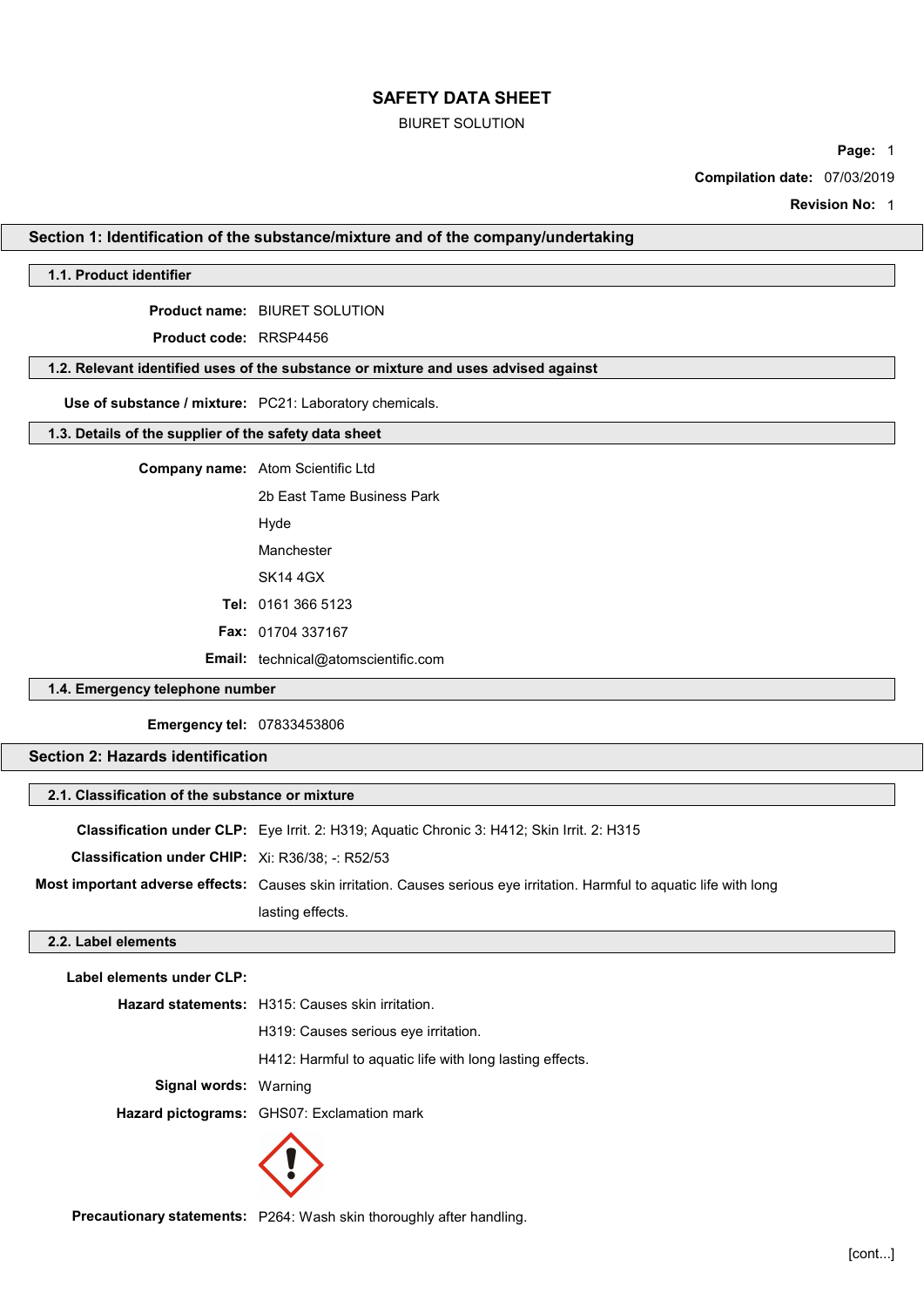# SAFETY DATA SHEET

BIURET SOLUTION

**Compilation date:** 07/03/2019

**Revision No:** 1

## Section 1: Identification of the substance/mixture and of the company/undertaking

### 1.1. Product identifier

**Product name:** BIURET SOLUTION

**Product code:** RRSP4456

### 1.2. Relevant identified uses of the substance or mixture and uses advised against

**Use of substance / mixture:** PC21: Laboratory chemicals.

### 1.3. Details of the supplier of the safety data sheet

**Company name:** Atom Scientific Ltd
2b East Tame Business Park
Hyde
Manchester
SK14 4GX

**Tel:** 0161 366 5123

**Fax:** 01704 337167

**Email:** technical@atomscientific.com

### 1.4. Emergency telephone number

**Emergency tel:** 07833453806

## Section 2: Hazards identification

### 2.1. Classification of the substance or mixture

**Classification under CLP:** Eye Irrit. 2: H319; Aquatic Chronic 3: H412; Skin Irrit. 2: H315

**Classification under CHIP:** Xi: R36/38; -: R52/53

**Most important adverse effects:** Causes skin irritation. Causes serious eye irritation. Harmful to aquatic life with long lasting effects.

### 2.2. Label elements

**Label elements under CLP:**

**Hazard statements:** H315: Causes skin irritation.
H319: Causes serious eye irritation.
H412: Harmful to aquatic life with long lasting effects.

**Signal words:** Warning

**Hazard pictograms:** GHS07: Exclamation mark

**Precautionary statements:** P264: Wash skin thoroughly after handling.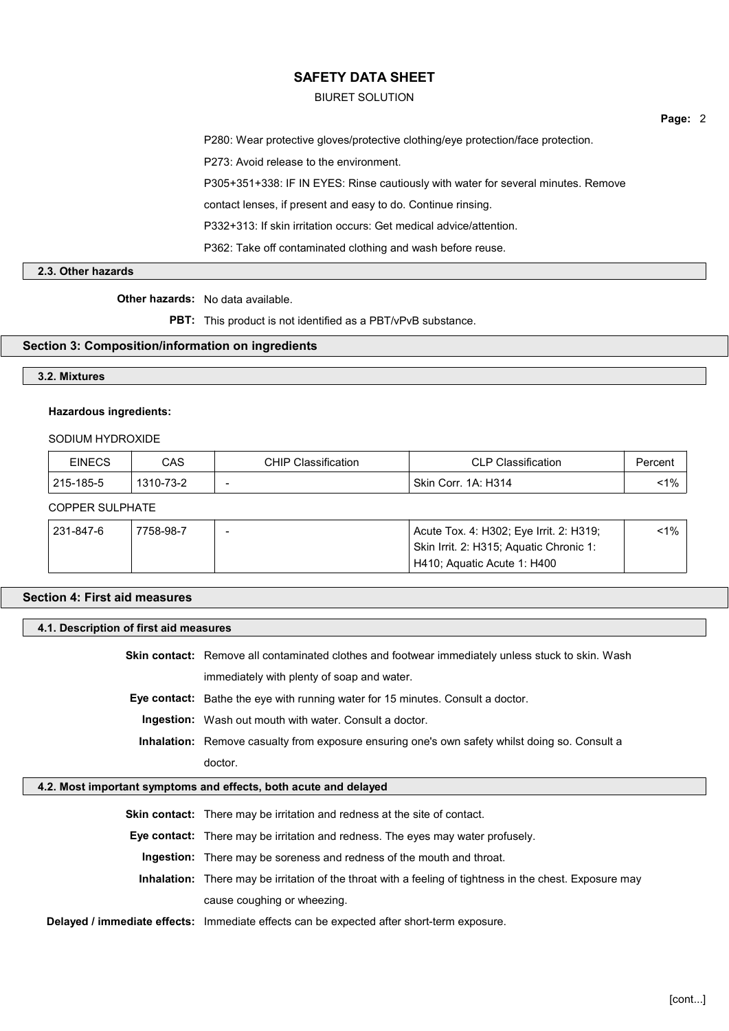P280: Wear protective gloves/protective clothing/eye protection/face protection.

P273: Avoid release to the environment.

P305+351+338: IF IN EYES: Rinse cautiously with water for several minutes. Remove contact lenses, if present and easy to do. Continue rinsing.

P332+313: If skin irritation occurs: Get medical advice/attention.

P362: Take off contaminated clothing and wash before reuse.

### 2.3. Other hazards

**Other hazards:** No data available.

**PBT:** This product is not identified as a PBT/vPvB substance.

## Section 3: Composition/information on ingredients

### 3.2. Mixtures

**Hazardous ingredients:**

SODIUM HYDROXIDE

| EINECS | CAS | CHIP Classification | CLP Classification | Percent |
|---|---|---|---|---|
| 215-185-5 | 1310-73-2 | - | Skin Corr. 1A: H314 | <1% |

COPPER SULPHATE

| EINECS | CAS | CHIP Classification | CLP Classification | Percent |
|---|---|---|---|---|
| 231-847-6 | 7758-98-7 | - | Acute Tox. 4: H302; Eye Irrit. 2: H319; Skin Irrit. 2: H315; Aquatic Chronic 1: H410; Aquatic Acute 1: H400 | <1% |

## Section 4: First aid measures

### 4.1. Description of first aid measures

**Skin contact:** Remove all contaminated clothes and footwear immediately unless stuck to skin. Wash immediately with plenty of soap and water.

**Eye contact:** Bathe the eye with running water for 15 minutes. Consult a doctor.

**Ingestion:** Wash out mouth with water. Consult a doctor.

**Inhalation:** Remove casualty from exposure ensuring one's own safety whilst doing so. Consult a doctor.

### 4.2. Most important symptoms and effects, both acute and delayed

**Skin contact:** There may be irritation and redness at the site of contact.

**Eye contact:** There may be irritation and redness. The eyes may water profusely.

**Ingestion:** There may be soreness and redness of the mouth and throat.

**Inhalation:** There may be irritation of the throat with a feeling of tightness in the chest. Exposure may cause coughing or wheezing.

**Delayed / immediate effects:** Immediate effects can be expected after short-term exposure.

[cont...]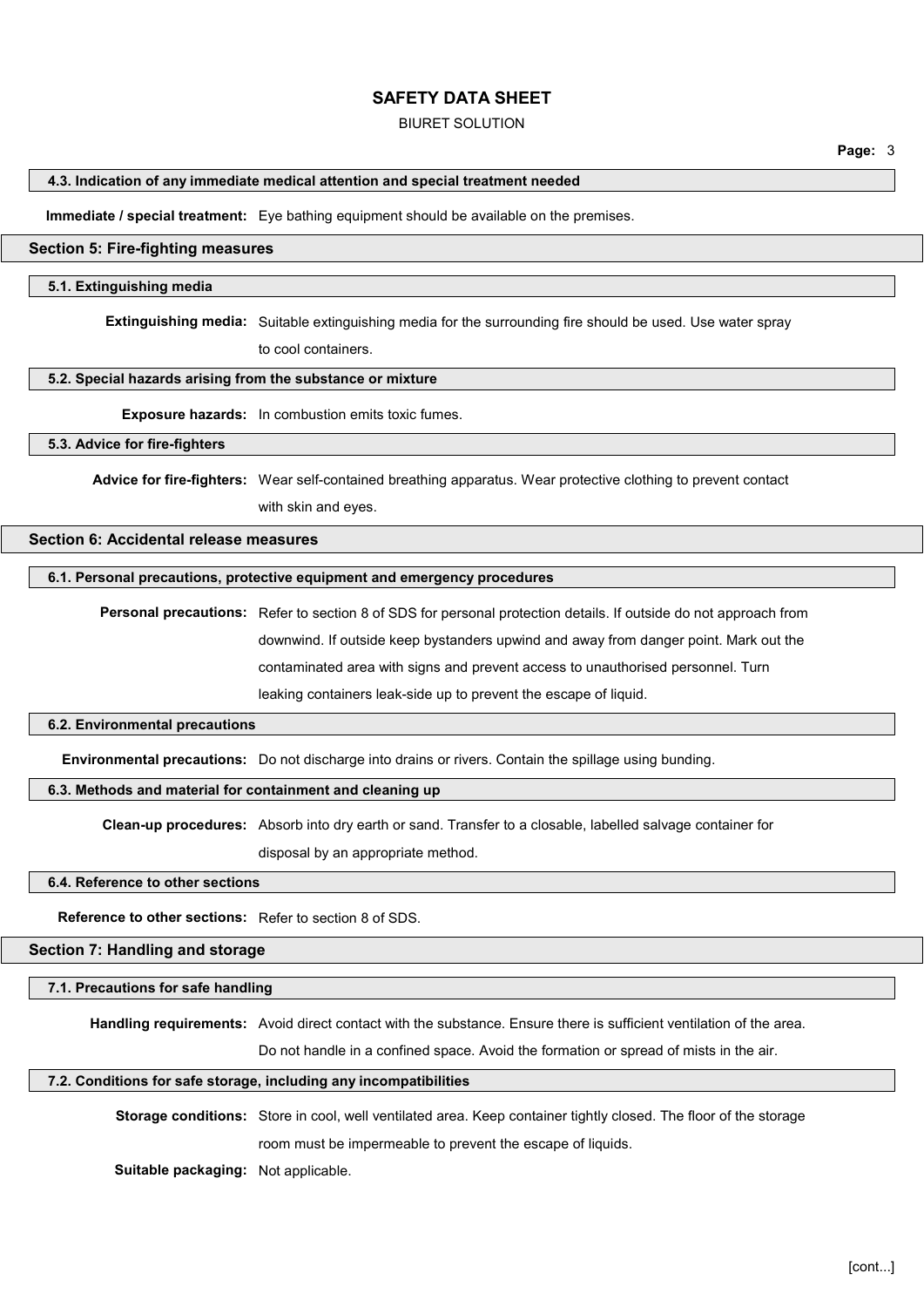#### 4.3. Indication of any immediate medical attention and special treatment needed

**Immediate / special treatment:** Eye bathing equipment should be available on the premises.

## Section 5: Fire-fighting measures

#### 5.1. Extinguishing media

**Extinguishing media:** Suitable extinguishing media for the surrounding fire should be used. Use water spray to cool containers.

#### 5.2. Special hazards arising from the substance or mixture

**Exposure hazards:** In combustion emits toxic fumes.

#### 5.3. Advice for fire-fighters

**Advice for fire-fighters:** Wear self-contained breathing apparatus. Wear protective clothing to prevent contact with skin and eyes.

## Section 6: Accidental release measures

#### 6.1. Personal precautions, protective equipment and emergency procedures

**Personal precautions:** Refer to section 8 of SDS for personal protection details. If outside do not approach from downwind. If outside keep bystanders upwind and away from danger point. Mark out the contaminated area with signs and prevent access to unauthorised personnel. Turn leaking containers leak-side up to prevent the escape of liquid.

#### 6.2. Environmental precautions

**Environmental precautions:** Do not discharge into drains or rivers. Contain the spillage using bunding.

#### 6.3. Methods and material for containment and cleaning up

**Clean-up procedures:** Absorb into dry earth or sand. Transfer to a closable, labelled salvage container for disposal by an appropriate method.

#### 6.4. Reference to other sections

**Reference to other sections:** Refer to section 8 of SDS.

## Section 7: Handling and storage

#### 7.1. Precautions for safe handling

**Handling requirements:** Avoid direct contact with the substance. Ensure there is sufficient ventilation of the area. Do not handle in a confined space. Avoid the formation or spread of mists in the air.

#### 7.2. Conditions for safe storage, including any incompatibilities

**Storage conditions:** Store in cool, well ventilated area. Keep container tightly closed. The floor of the storage room must be impermeable to prevent the escape of liquids.

**Suitable packaging:** Not applicable.

[cont...]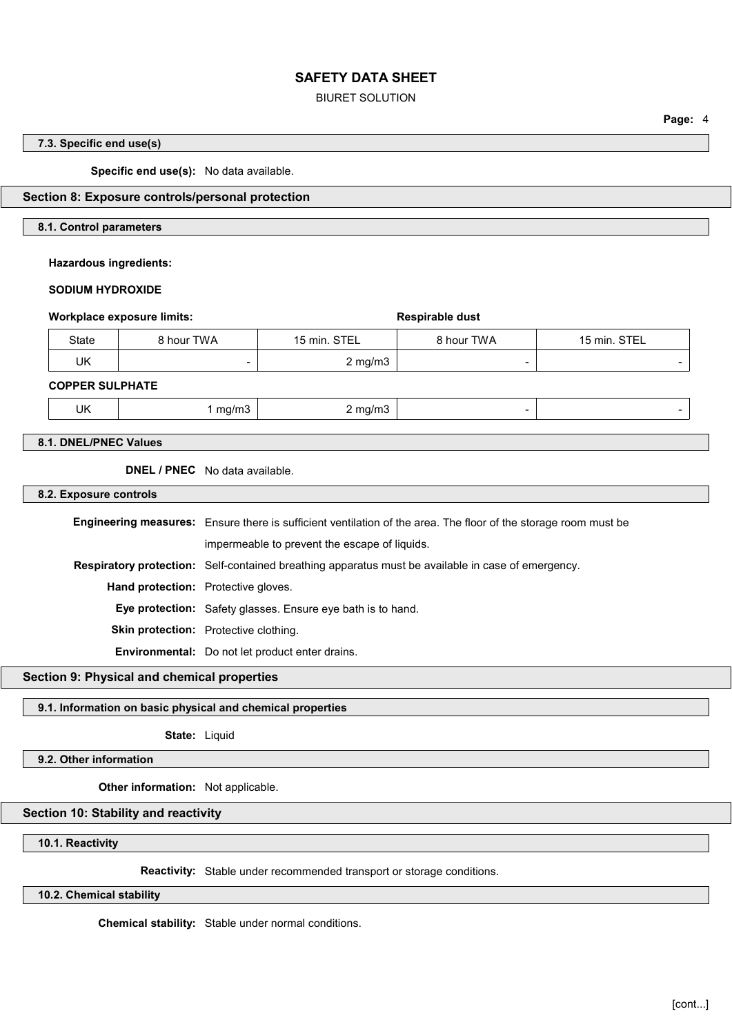### 7.3. Specific end use(s)

**Specific end use(s):** No data available.

## Section 8: Exposure controls/personal protection

### 8.1. Control parameters

**Hazardous ingredients:**

**SODIUM HYDROXIDE**

**Workplace exposure limits:** | **Respirable dust**

| State | 8 hour TWA | 15 min. STEL | 8 hour TWA | 15 min. STEL |
|---|---|---|---|---|
| UK | - | 2 mg/m3 | - | - |

**COPPER SULPHATE**

| State | 8 hour TWA | 15 min. STEL | 8 hour TWA | 15 min. STEL |
|---|---|---|---|---|
| UK | 1 mg/m3 | 2 mg/m3 | - | - |

### 8.1. DNEL/PNEC Values

**DNEL / PNEC** No data available.

### 8.2. Exposure controls

**Engineering measures:** Ensure there is sufficient ventilation of the area. The floor of the storage room must be impermeable to prevent the escape of liquids.

**Respiratory protection:** Self-contained breathing apparatus must be available in case of emergency.

**Hand protection:** Protective gloves.

**Eye protection:** Safety glasses. Ensure eye bath is to hand.

**Skin protection:** Protective clothing.

**Environmental:** Do not let product enter drains.

## Section 9: Physical and chemical properties

### 9.1. Information on basic physical and chemical properties

**State:** Liquid

### 9.2. Other information

**Other information:** Not applicable.

## Section 10: Stability and reactivity

### 10.1. Reactivity

**Reactivity:** Stable under recommended transport or storage conditions.

### 10.2. Chemical stability

**Chemical stability:** Stable under normal conditions.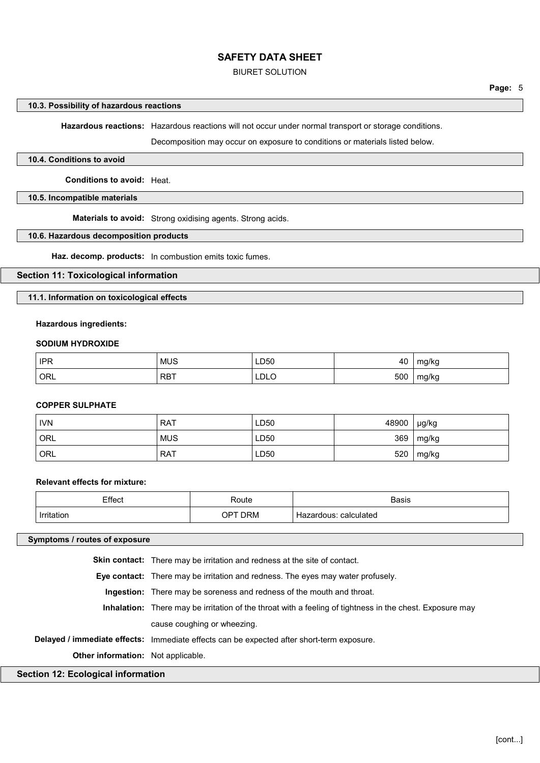### 10.3. Possibility of hazardous reactions

**Hazardous reactions:** Hazardous reactions will not occur under normal transport or storage conditions.

Decomposition may occur on exposure to conditions or materials listed below.

### 10.4. Conditions to avoid

**Conditions to avoid:** Heat.

### 10.5. Incompatible materials

**Materials to avoid:** Strong oxidising agents. Strong acids.

### 10.6. Hazardous decomposition products

**Haz. decomp. products:** In combustion emits toxic fumes.

## Section 11: Toxicological information

### 11.1. Information on toxicological effects

**Hazardous ingredients:**

**SODIUM HYDROXIDE**

| | | | | |
|---|---|---|---|---|
| IPR | MUS | LD50 | 40 | mg/kg |
| ORL | RBT | LDLO | 500 | mg/kg |

**COPPER SULPHATE**

| | | | | |
|---|---|---|---|---|
| IVN | RAT | LD50 | 48900 | μg/kg |
| ORL | MUS | LD50 | 369 | mg/kg |
| ORL | RAT | LD50 | 520 | mg/kg |

**Relevant effects for mixture:**

| Effect | Route | Basis |
|---|---|---|
| Irritation | OPT DRM | Hazardous: calculated |

### Symptoms / routes of exposure

**Skin contact:** There may be irritation and redness at the site of contact.

**Eye contact:** There may be irritation and redness. The eyes may water profusely.

**Ingestion:** There may be soreness and redness of the mouth and throat.

**Inhalation:** There may be irritation of the throat with a feeling of tightness in the chest. Exposure may cause coughing or wheezing.

**Delayed / immediate effects:** Immediate effects can be expected after short-term exposure.

**Other information:** Not applicable.

## Section 12: Ecological information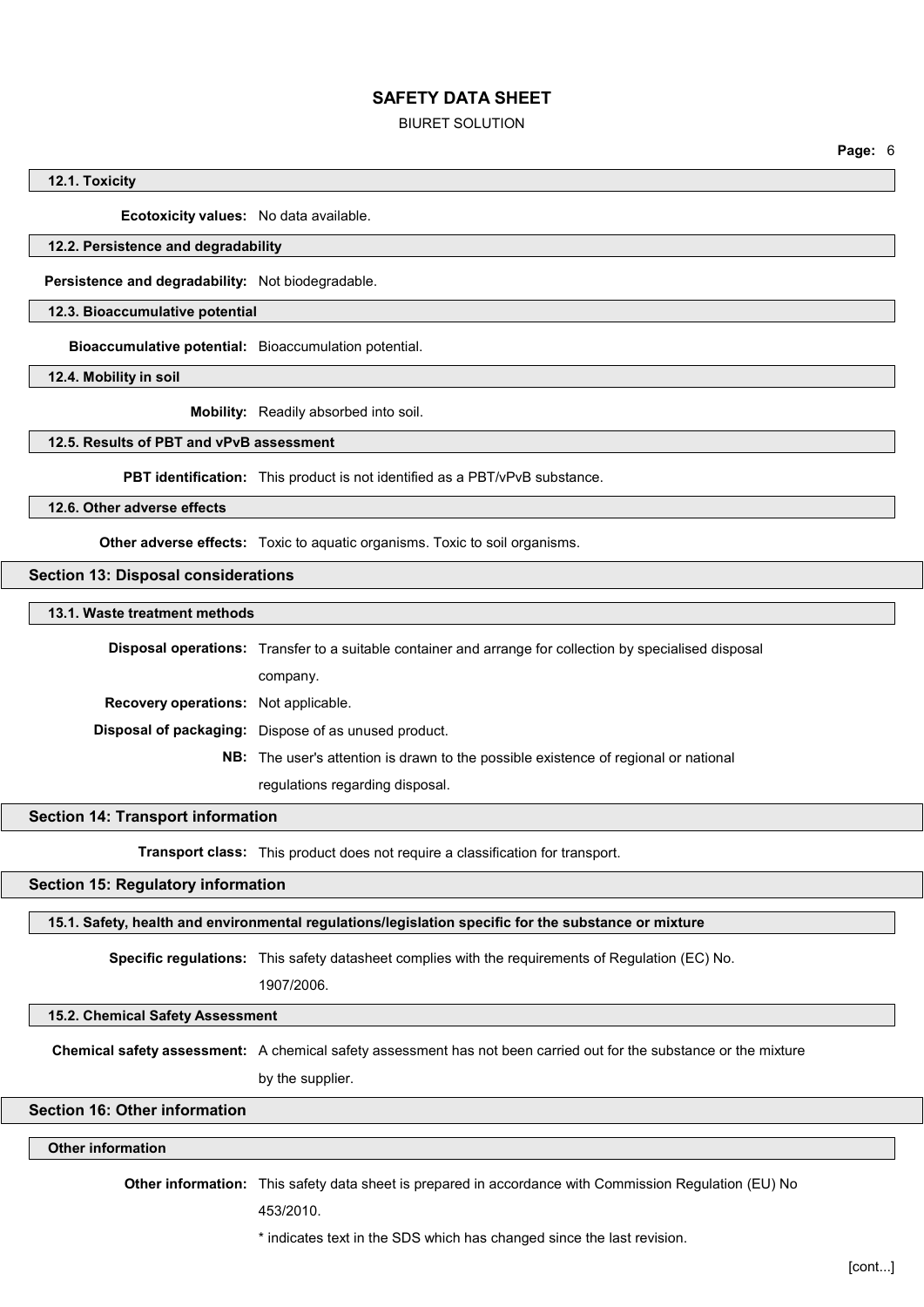### 12.1. Toxicity

**Ecotoxicity values:** No data available.

### 12.2. Persistence and degradability

**Persistence and degradability:** Not biodegradable.

### 12.3. Bioaccumulative potential

**Bioaccumulative potential:** Bioaccumulation potential.

### 12.4. Mobility in soil

**Mobility:** Readily absorbed into soil.

### 12.5. Results of PBT and vPvB assessment

**PBT identification:** This product is not identified as a PBT/vPvB substance.

### 12.6. Other adverse effects

**Other adverse effects:** Toxic to aquatic organisms. Toxic to soil organisms.

## Section 13: Disposal considerations

### 13.1. Waste treatment methods

**Disposal operations:** Transfer to a suitable container and arrange for collection by specialised disposal company.

**Recovery operations:** Not applicable.

**Disposal of packaging:** Dispose of as unused product.

**NB:** The user's attention is drawn to the possible existence of regional or national regulations regarding disposal.

## Section 14: Transport information

**Transport class:** This product does not require a classification for transport.

## Section 15: Regulatory information

### 15.1. Safety, health and environmental regulations/legislation specific for the substance or mixture

**Specific regulations:** This safety datasheet complies with the requirements of Regulation (EC) No. 1907/2006.

### 15.2. Chemical Safety Assessment

**Chemical safety assessment:** A chemical safety assessment has not been carried out for the substance or the mixture by the supplier.

## Section 16: Other information

### Other information

**Other information:** This safety data sheet is prepared in accordance with Commission Regulation (EU) No 453/2010.

* indicates text in the SDS which has changed since the last revision.

[cont...]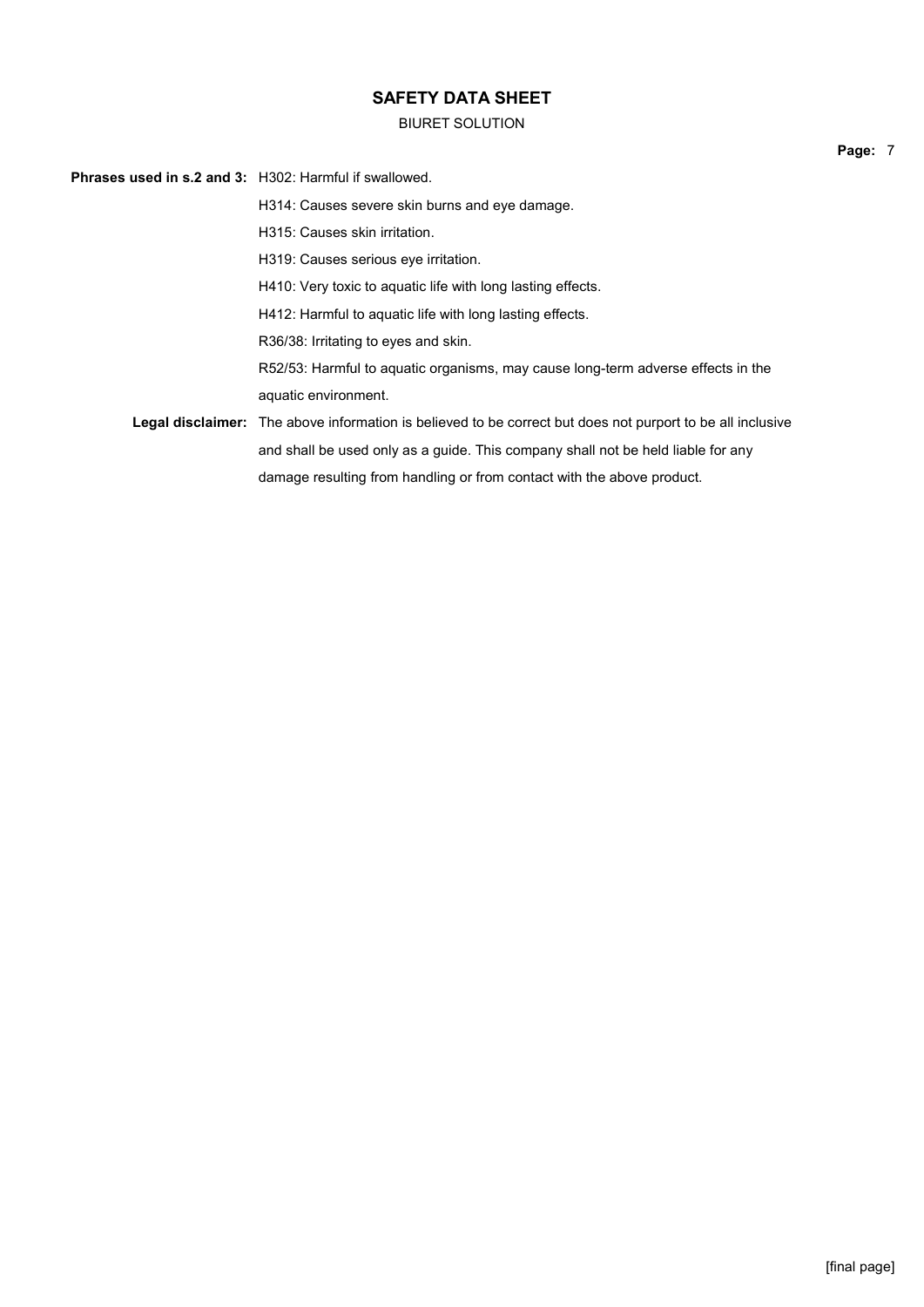**Phrases used in s.2 and 3:** H302: Harmful if swallowed.

H314: Causes severe skin burns and eye damage.

H315: Causes skin irritation.

H319: Causes serious eye irritation.

H410: Very toxic to aquatic life with long lasting effects.

H412: Harmful to aquatic life with long lasting effects.

R36/38: Irritating to eyes and skin.

R52/53: Harmful to aquatic organisms, may cause long-term adverse effects in the aquatic environment.

**Legal disclaimer:** The above information is believed to be correct but does not purport to be all inclusive and shall be used only as a guide. This company shall not be held liable for any damage resulting from handling or from contact with the above product.